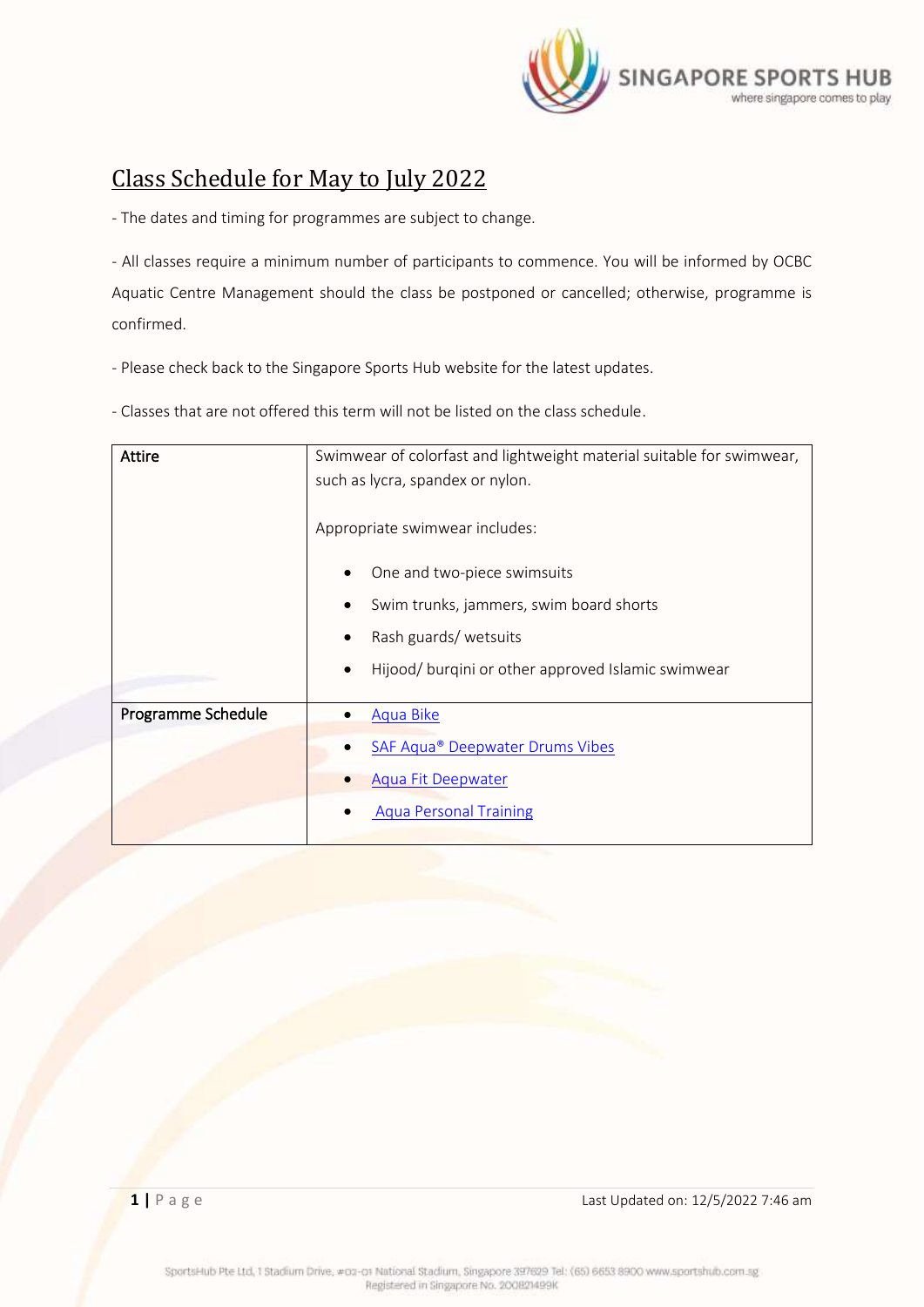# Class Schedule for May to July 2022

- The dates and timing for programmes are subject to change.

- All classes require a minimum number of participants to commence. You will be informed by OCBC Aquatic Centre Management should the class be postponed or cancelled; otherwise, programme is confirmed.

- Please check back to the Singapore Sports Hub website for the latest updates.

- Classes that are not offered this term will not be listed on the class schedule.

| | |
|---|---|
| **Attire** | Swimwear of colorfast and lightweight material suitable for swimwear, such as lycra, spandex or nylon.<br><br>Appropriate swimwear includes:<br>• One and two-piece swimsuits<br>• Swim trunks, jammers, swim board shorts<br>• Rash guards/ wetsuits<br>• Hijood/ burqini or other approved Islamic swimwear |
| **Programme Schedule** | • Aqua Bike<br>• SAF Aqua® Deepwater Drums Vibes<br>• Aqua Fit Deepwater<br>• Aqua Personal Training |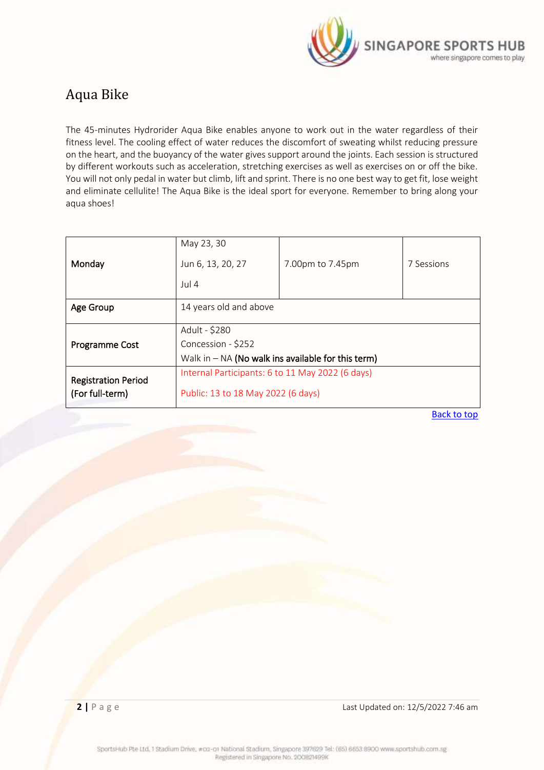# Aqua Bike

The 45-minutes Hydrorider Aqua Bike enables anyone to work out in the water regardless of their fitness level. The cooling effect of water reduces the discomfort of sweating whilst reducing pressure on the heart, and the buoyancy of the water gives support around the joints. Each session is structured by different workouts such as acceleration, stretching exercises as well as exercises on or off the bike. You will not only pedal in water but climb, lift and sprint. There is no one best way to get fit, lose weight and eliminate cellulite! The Aqua Bike is the ideal sport for everyone. Remember to bring along your aqua shoes!

| | | | |
|---|---|---|---|
| **Monday** | May 23, 30<br>Jun 6, 13, 20, 27<br>Jul 4 | 7.00pm to 7.45pm | 7 Sessions |
| **Age Group** | 14 years old and above | | |
| **Programme Cost** | Adult - $280<br>Concession - $252<br>Walk in – NA **(No walk ins available for this term)** | | |
| **Registration Period (For full-term)** | Internal Participants: 6 to 11 May 2022 (6 days)<br>Public: 13 to 18 May 2022 (6 days) | | |

Back to top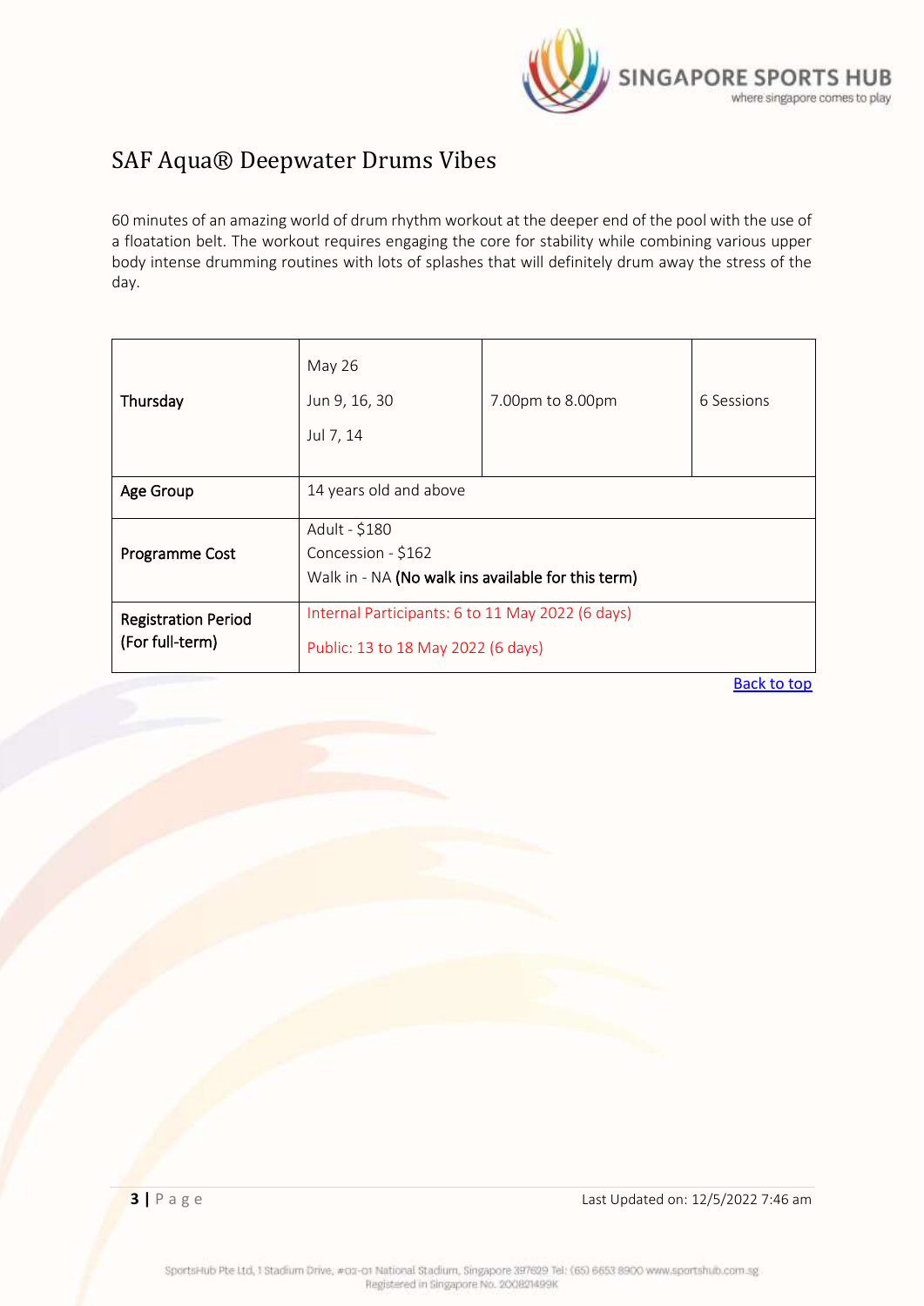# SAF Aqua® Deepwater Drums Vibes

60 minutes of an amazing world of drum rhythm workout at the deeper end of the pool with the use of a floatation belt. The workout requires engaging the core for stability while combining various upper body intense drumming routines with lots of splashes that will definitely drum away the stress of the day.

| | | | |
|---|---|---|---|
| Thursday | May 26<br>Jun 9, 16, 30<br>Jul 7, 14 | 7.00pm to 8.00pm | 6 Sessions |
| Age Group | 14 years old and above | | |
| Programme Cost | Adult - $180<br>Concession - $162<br>Walk in - NA **(No walk ins available for this term)** | | |
| Registration Period (For full-term) | Internal Participants: 6 to 11 May 2022 (6 days)<br>Public: 13 to 18 May 2022 (6 days) | | |

Back to top

Last Updated on: 12/5/2022 7:46 am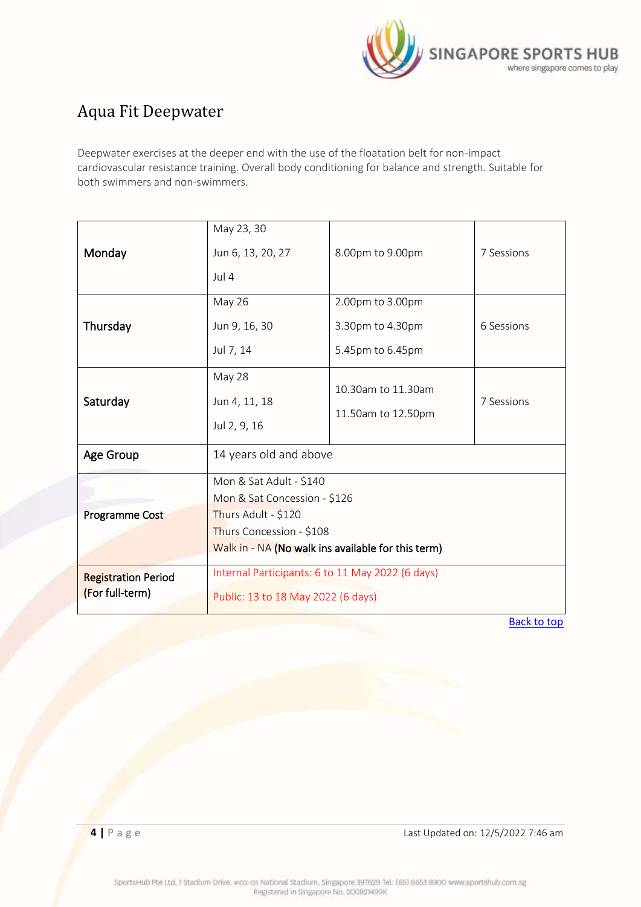# Aqua Fit Deepwater

Deepwater exercises at the deeper end with the use of the floatation belt for non-impact cardiovascular resistance training. Overall body conditioning for balance and strength. Suitable for both swimmers and non-swimmers.

| | | | |
|---|---|---|---|
| **Monday** | May 23, 30<br>Jun 6, 13, 20, 27<br>Jul 4 | 8.00pm to 9.00pm | 7 Sessions |
| **Thursday** | May 26<br>Jun 9, 16, 30<br>Jul 7, 14 | 2.00pm to 3.00pm<br>3.30pm to 4.30pm<br>5.45pm to 6.45pm | 6 Sessions |
| **Saturday** | May 28<br>Jun 4, 11, 18<br>Jul 2, 9, 16 | 10.30am to 11.30am<br>11.50am to 12.50pm | 7 Sessions |
| **Age Group** | 14 years old and above | | |
| **Programme Cost** | Mon & Sat Adult - $140<br>Mon & Sat Concession - $126<br>Thurs Adult - $120<br>Thurs Concession - $108<br>Walk in - NA **(No walk ins available for this term)** | | |
| **Registration Period (For full-term)** | Internal Participants: 6 to 11 May 2022 (6 days)<br>Public: 13 to 18 May 2022 (6 days) | | |

Back to top

Last Updated on: 12/5/2022 7:46 am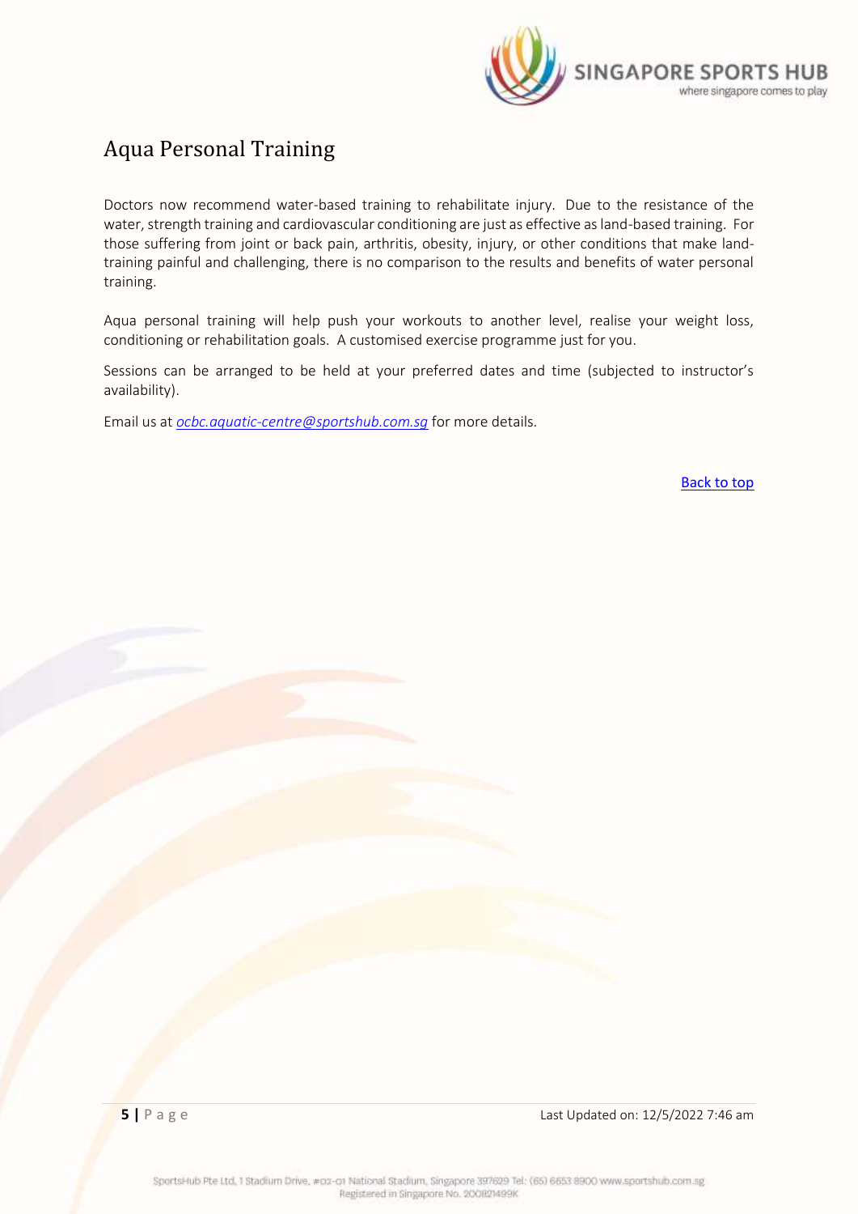# Aqua Personal Training

Doctors now recommend water-based training to rehabilitate injury. Due to the resistance of the water, strength training and cardiovascular conditioning are just as effective as land-based training. For those suffering from joint or back pain, arthritis, obesity, injury, or other conditions that make land-training painful and challenging, there is no comparison to the results and benefits of water personal training.

Aqua personal training will help push your workouts to another level, realise your weight loss, conditioning or rehabilitation goals. A customised exercise programme just for you.

Sessions can be arranged to be held at your preferred dates and time (subjected to instructor's availability).

Email us at *ocbc.aquatic-centre@sportshub.com.sg* for more details.

Back to top